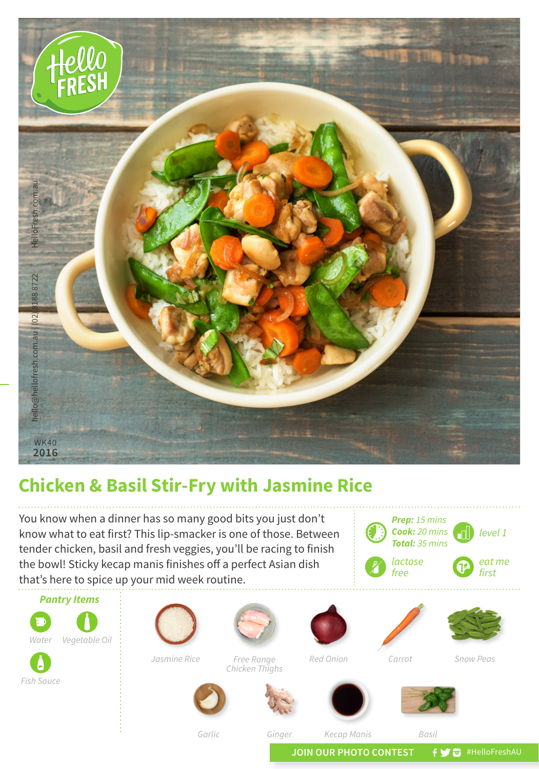# Chicken & Basil Stir-Fry with Jasmine Rice

You know when a dinner has so many good bits you just don't know what to eat first? This lip-smacker is one of those. Between tender chicken, basil and fresh veggies, you'll be racing to finish the bowl! Sticky kecap manis finishes off a perfect Asian dish that's here to spice up your mid week routine.

***Prep:*** *15 mins*
***Cook:*** *20 mins*
***Total:*** *35 mins*

*level 1*

*lactose free*

*eat me first*

### *Pantry Items*

- Water
- Vegetable Oil
- Fish Sauce

### Ingredients

- Jasmine Rice
- Free Range Chicken Thighs
- Red Onion
- Carrot
- Snow Peas
- Garlic
- Ginger
- Kecap Manis
- Basil

WK40
2016

hello@hellofresh.com.au | (02) 8188 8722 | HelloFresh.com.au

JOIN OUR PHOTO CONTEST #HelloFreshAU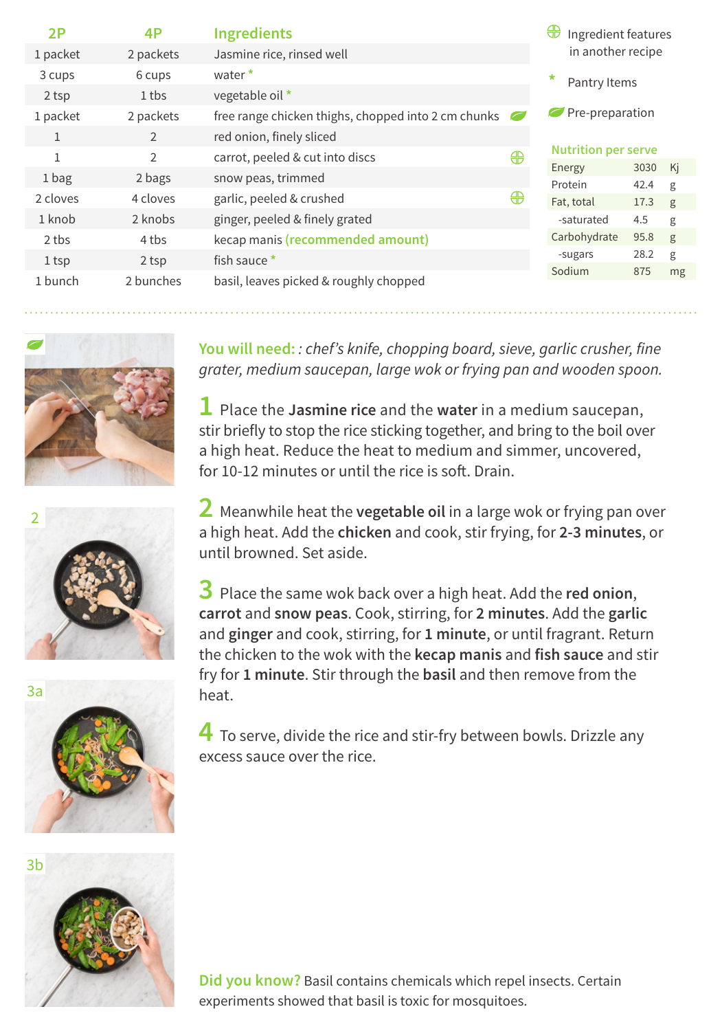| 2P | 4P | Ingredients | |
|---|---|---|---|
| 1 packet | 2 packets | Jasmine rice, rinsed well | |
| 3 cups | 6 cups | water * | |
| 2 tsp | 1 tbs | vegetable oil * | |
| 1 packet | 2 packets | free range chicken thighs, chopped into 2 cm chunks | Pre-preparation |
| 1 | 2 | red onion, finely sliced | |
| 1 | 2 | carrot, peeled & cut into discs | Ingredient features in another recipe |
| 1 bag | 2 bags | snow peas, trimmed | |
| 2 cloves | 4 cloves | garlic, peeled & crushed | Ingredient features in another recipe |
| 1 knob | 2 knobs | ginger, peeled & finely grated | |
| 2 tbs | 4 tbs | kecap manis (recommended amount) | |
| 1 tsp | 2 tsp | fish sauce * | |
| 1 bunch | 2 bunches | basil, leaves picked & roughly chopped | |

Ingredient features in another recipe

\* Pantry Items

Pre-preparation

**Nutrition per serve**

| | | |
|---|---|---|
| Energy | 3030 | Kj |
| Protein | 42.4 | g |
| Fat, total | 17.3 | g |
| -saturated | 4.5 | g |
| Carbohydrate | 95.8 | g |
| -sugars | 28.2 | g |
| Sodium | 875 | mg |

**You will need:** *: chef's knife, chopping board, sieve, garlic crusher, fine grater, medium saucepan, large wok or frying pan and wooden spoon.*

**1** Place the **Jasmine rice** and the **water** in a medium saucepan, stir briefly to stop the rice sticking together, and bring to the boil over a high heat. Reduce the heat to medium and simmer, uncovered, for 10-12 minutes or until the rice is soft. Drain.

**2** Meanwhile heat the **vegetable oil** in a large wok or frying pan over a high heat. Add the **chicken** and cook, stir frying, for **2-3 minutes**, or until browned. Set aside.

**3** Place the same wok back over a high heat. Add the **red onion**, **carrot** and **snow peas**. Cook, stirring, for **2 minutes**. Add the **garlic** and **ginger** and cook, stirring, for **1 minute**, or until fragrant. Return the chicken to the wok with the **kecap manis** and **fish sauce** and stir fry for **1 minute**. Stir through the **basil** and then remove from the heat.

**4** To serve, divide the rice and stir-fry between bowls. Drizzle any excess sauce over the rice.

2

3a

3b

**Did you know?** Basil contains chemicals which repel insects. Certain experiments showed that basil is toxic for mosquitoes.